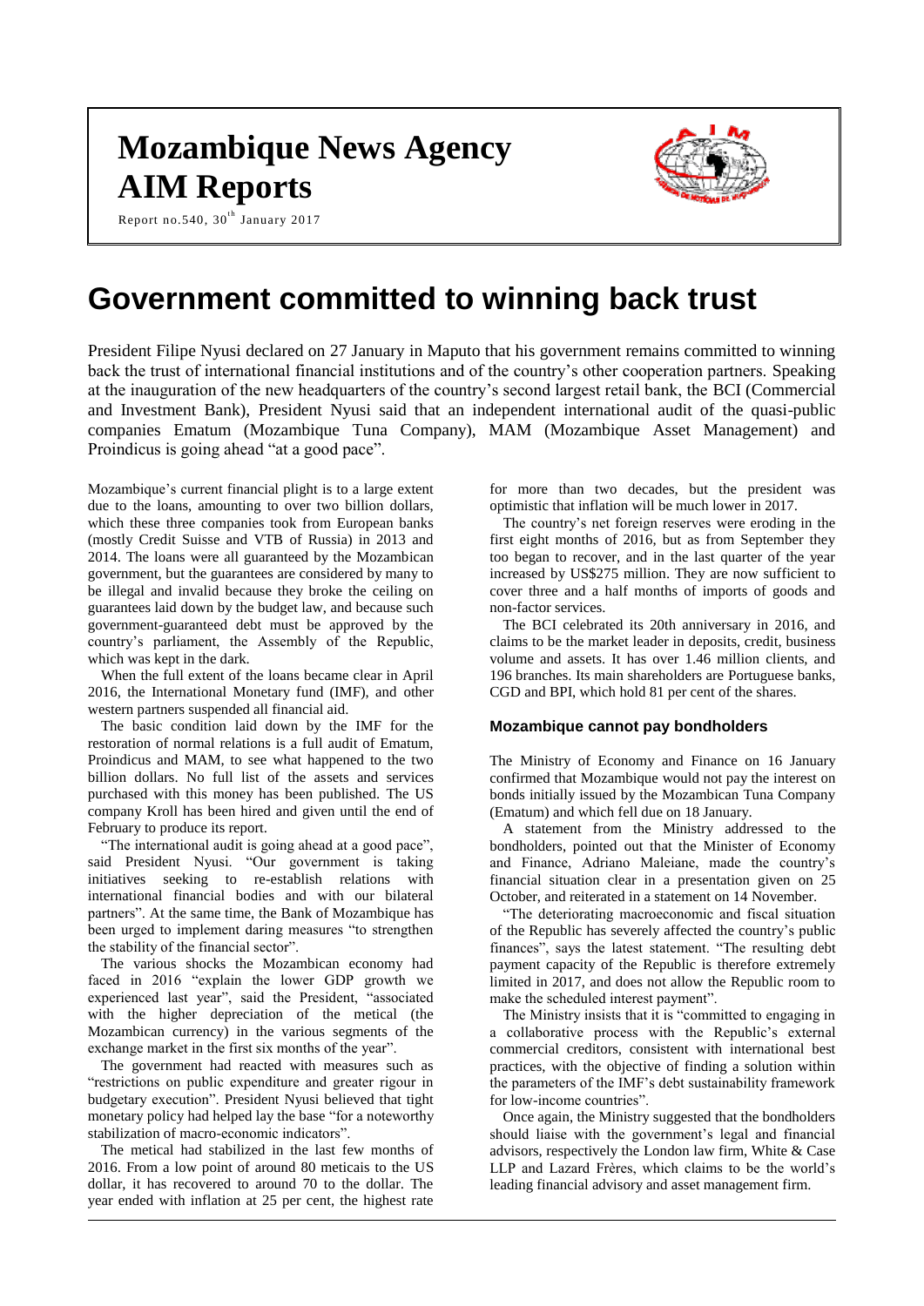# Mozambique News Agency

# AIM Reports

Report no.540, 30th January 2017

# Government committed to winning back trust

President Filipe Nyusi declared on 27 January in Maputo that his government remains committed to winning back the trust of international financial institutions and of the country's other cooperation partners. Speaking at the inauguration of the new headquarters of the country's second largest retail bank, the BCI (Commercial and Investment Bank), President Nyusi said that an independent international audit of the quasi-public companies Ematum (Mozambique Tuna Company), MAM (Mozambique Asset Management) and Proindicus is going ahead "at a good pace".

Mozambique's current financial plight is to a large extent due to the loans, amounting to over two billion dollars, which these three companies took from European banks (mostly Credit Suisse and VTB of Russia) in 2013 and 2014. The loans were all guaranteed by the Mozambican government, but the guarantees are considered by many to be illegal and invalid because they broke the ceiling on guarantees laid down by the budget law, and because such government-guaranteed debt must be approved by the country's parliament, the Assembly of the Republic, which was kept in the dark.

When the full extent of the loans became clear in April 2016, the International Monetary fund (IMF), and other western partners suspended all financial aid.

The basic condition laid down by the IMF for the restoration of normal relations is a full audit of Ematum, Proindicus and MAM, to see what happened to the two billion dollars. No full list of the assets and services purchased with this money has been published. The US company Kroll has been hired and given until the end of February to produce its report.

"The international audit is going ahead at a good pace", said President Nyusi. "Our government is taking initiatives seeking to re-establish relations with international financial bodies and with our bilateral partners". At the same time, the Bank of Mozambique has been urged to implement daring measures "to strengthen the stability of the financial sector".

The various shocks the Mozambican economy had faced in 2016 "explain the lower GDP growth we experienced last year", said the President, "associated with the higher depreciation of the metical (the Mozambican currency) in the various segments of the exchange market in the first six months of the year".

The government had reacted with measures such as "restrictions on public expenditure and greater rigour in budgetary execution". President Nyusi believed that tight monetary policy had helped lay the base "for a noteworthy stabilization of macro-economic indicators".

The metical had stabilized in the last few months of 2016. From a low point of around 80 meticais to the US dollar, it has recovered to around 70 to the dollar. The year ended with inflation at 25 per cent, the highest rate for more than two decades, but the president was optimistic that inflation will be much lower in 2017.

The country's net foreign reserves were eroding in the first eight months of 2016, but as from September they too began to recover, and in the last quarter of the year increased by US$275 million. They are now sufficient to cover three and a half months of imports of goods and non-factor services.

The BCI celebrated its 20th anniversary in 2016, and claims to be the market leader in deposits, credit, business volume and assets. It has over 1.46 million clients, and 196 branches. Its main shareholders are Portuguese banks, CGD and BPI, which hold 81 per cent of the shares.

### Mozambique cannot pay bondholders

The Ministry of Economy and Finance on 16 January confirmed that Mozambique would not pay the interest on bonds initially issued by the Mozambican Tuna Company (Ematum) and which fell due on 18 January.

A statement from the Ministry addressed to the bondholders, pointed out that the Minister of Economy and Finance, Adriano Maleiane, made the country's financial situation clear in a presentation given on 25 October, and reiterated in a statement on 14 November.

"The deteriorating macroeconomic and fiscal situation of the Republic has severely affected the country's public finances", says the latest statement. "The resulting debt payment capacity of the Republic is therefore extremely limited in 2017, and does not allow the Republic room to make the scheduled interest payment".

The Ministry insists that it is "committed to engaging in a collaborative process with the Republic's external commercial creditors, consistent with international best practices, with the objective of finding a solution within the parameters of the IMF's debt sustainability framework for low-income countries".

Once again, the Ministry suggested that the bondholders should liaise with the government's legal and financial advisors, respectively the London law firm, White & Case LLP and Lazard Frères, which claims to be the world's leading financial advisory and asset management firm.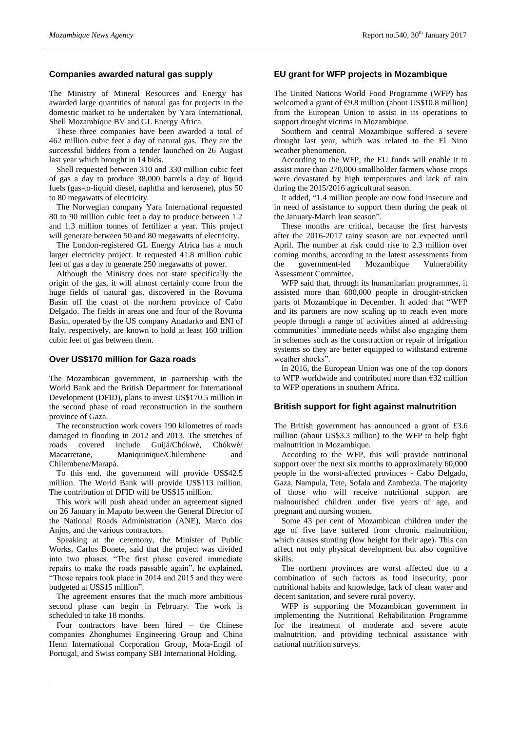## Companies awarded natural gas supply

The Ministry of Mineral Resources and Energy has awarded large quantities of natural gas for projects in the domestic market to be undertaken by Yara International, Shell Mozambique BV and GL Energy Africa.

These three companies have been awarded a total of 462 million cubic feet a day of natural gas. They are the successful bidders from a tender launched on 26 August last year which brought in 14 bids.

Shell requested between 310 and 330 million cubic feet of gas a day to produce 38,000 barrels a day of liquid fuels (gas-to-liquid diesel, naphtha and kerosene), plus 50 to 80 megawatts of electricity.

The Norwegian company Yara International requested 80 to 90 million cubic feet a day to produce between 1.2 and 1.3 million tonnes of fertilizer a year. This project will generate between 50 and 80 megawatts of electricity.

The London-registered GL Energy Africa has a much larger electricity project. It requested 41.8 million cubic feet of gas a day to generate 250 megawatts of power.

Although the Ministry does not state specifically the origin of the gas, it will almost certainly come from the huge fields of natural gas, discovered in the Rovuma Basin off the coast of the northern province of Cabo Delgado. The fields in areas one and four of the Rovuma Basin, operated by the US company Anadarko and ENI of Italy, respectively, are known to hold at least 160 trillion cubic feet of gas between them.

## Over US$170 million for Gaza roads

The Mozambican government, in partnership with the World Bank and the British Department for International Development (DFID), plans to invest US$170.5 million in the second phase of road reconstruction in the southern province of Gaza.

The reconstruction work covers 190 kilometres of roads damaged in flooding in 2012 and 2013. The stretches of roads covered include Guijá/Chókwè, Chókwè/ Macarretane, Maniquinique/Chilembene and Chilembene/Marapá.

To this end, the government will provide US$42.5 million. The World Bank will provide US$113 million. The contribution of DFID will be US$15 million.

This work will push ahead under an agreement signed on 26 January in Maputo between the General Director of the National Roads Administration (ANE), Marco dos Anjos, and the various contractors.

Speaking at the ceremony, the Minister of Public Works, Carlos Bonete, said that the project was divided into two phases. "The first phase covered immediate repairs to make the roads passable again", he explained. "Those repairs took place in 2014 and 2015 and they were budgeted at US$15 million".

The agreement ensures that the much more ambitious second phase can begin in February. The work is scheduled to take 18 months.

Four contractors have been hired – the Chinese companies Zhonghumei Engineering Group and China Henn International Corporation Group, Mota-Engil of Portugal, and Swiss company SBI International Holding.

## EU grant for WFP projects in Mozambique

The United Nations World Food Programme (WFP) has welcomed a grant of €9.8 million (about US$10.8 million) from the European Union to assist in its operations to support drought victims in Mozambique.

Southern and central Mozambique suffered a severe drought last year, which was related to the El Nino weather phenomenon.

According to the WFP, the EU funds will enable it to assist more than 270,000 smallholder farmers whose crops were devastated by high temperatures and lack of rain during the 2015/2016 agricultural season.

It added, "1.4 million people are now food insecure and in need of assistance to support them during the peak of the January-March lean season".

These months are critical, because the first harvests after the 2016-2017 rainy season are not expected until April. The number at risk could rise to 2.3 million over coming months, according to the latest assessments from the government-led Mozambique Vulnerability Assessment Committee.

WFP said that, through its humanitarian programmes, it assisted more than 600,000 people in drought-stricken parts of Mozambique in December. It added that "WFP and its partners are now scaling up to reach even more people through a range of activities aimed at addressing communities' immediate needs whilst also engaging them in schemes such as the construction or repair of irrigation systems so they are better equipped to withstand extreme weather shocks".

In 2016, the European Union was one of the top donors to WFP worldwide and contributed more than €32 million to WFP operations in southern Africa.

## British support for fight against malnutrition

The British government has announced a grant of £3.6 million (about US$3.3 million) to the WFP to help fight malnutrition in Mozambique.

According to the WFP, this will provide nutritional support over the next six months to approximately 60,000 people in the worst-affected provinces - Cabo Delgado, Gaza, Nampula, Tete, Sofala and Zambezia. The majority of those who will receive nutritional support are malnourished children under five years of age, and pregnant and nursing women.

Some 43 per cent of Mozambican children under the age of five have suffered from chronic malnutrition, which causes stunting (low height for their age). This can affect not only physical development but also cognitive skills.

The northern provinces are worst affected due to a combination of such factors as food insecurity, poor nutritional habits and knowledge, lack of clean water and decent sanitation, and severe rural poverty.

WFP is supporting the Mozambican government in implementing the Nutritional Rehabilitation Programme for the treatment of moderate and severe acute malnutrition, and providing technical assistance with national nutrition surveys.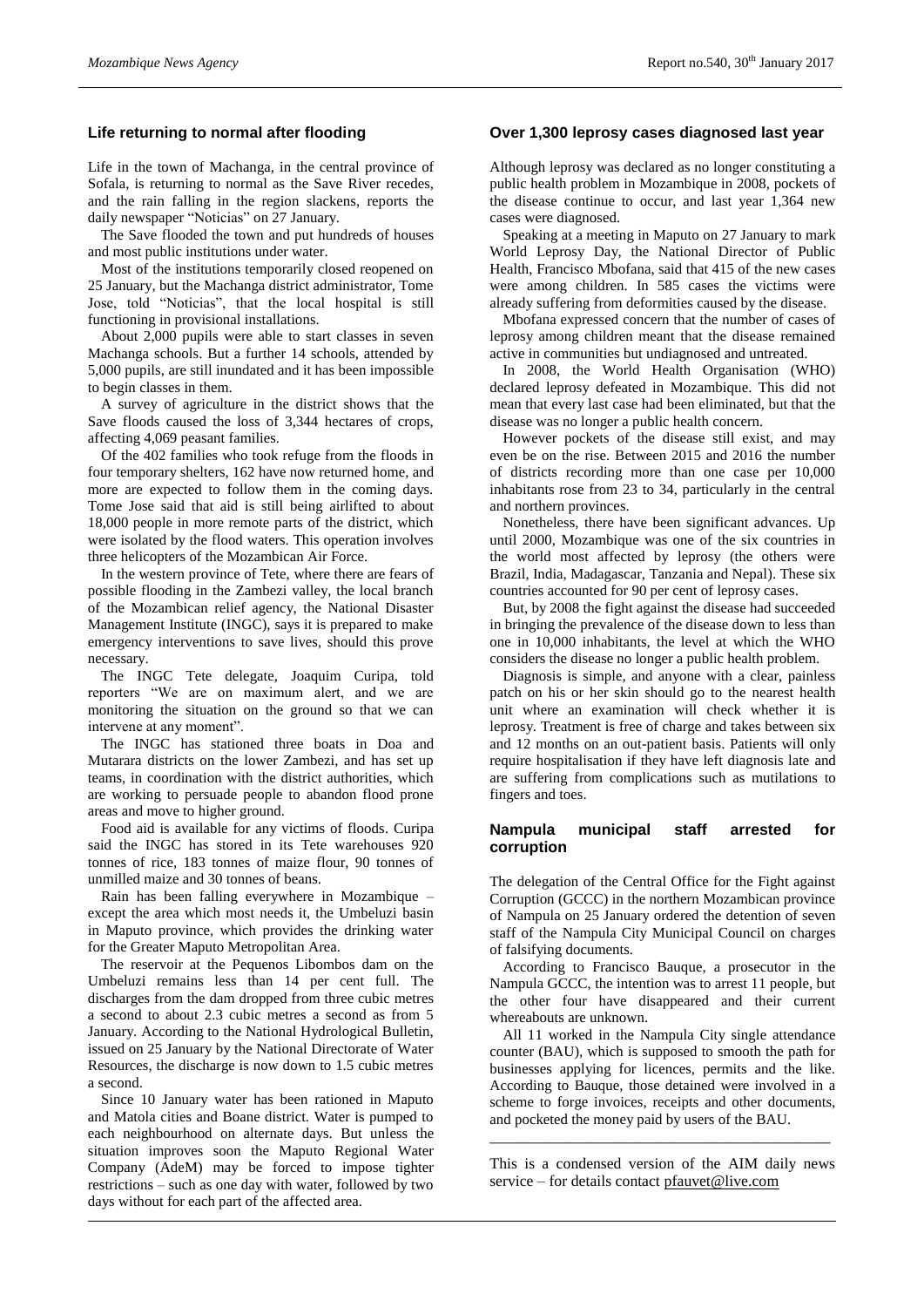## Life returning to normal after flooding

Life in the town of Machanga, in the central province of Sofala, is returning to normal as the Save River recedes, and the rain falling in the region slackens, reports the daily newspaper "Noticias" on 27 January.

The Save flooded the town and put hundreds of houses and most public institutions under water.

Most of the institutions temporarily closed reopened on 25 January, but the Machanga district administrator, Tome Jose, told "Noticias", that the local hospital is still functioning in provisional installations.

About 2,000 pupils were able to start classes in seven Machanga schools. But a further 14 schools, attended by 5,000 pupils, are still inundated and it has been impossible to begin classes in them.

A survey of agriculture in the district shows that the Save floods caused the loss of 3,344 hectares of crops, affecting 4,069 peasant families.

Of the 402 families who took refuge from the floods in four temporary shelters, 162 have now returned home, and more are expected to follow them in the coming days. Tome Jose said that aid is still being airlifted to about 18,000 people in more remote parts of the district, which were isolated by the flood waters. This operation involves three helicopters of the Mozambican Air Force.

In the western province of Tete, where there are fears of possible flooding in the Zambezi valley, the local branch of the Mozambican relief agency, the National Disaster Management Institute (INGC), says it is prepared to make emergency interventions to save lives, should this prove necessary.

The INGC Tete delegate, Joaquim Curipa, told reporters "We are on maximum alert, and we are monitoring the situation on the ground so that we can intervene at any moment".

The INGC has stationed three boats in Doa and Mutarara districts on the lower Zambezi, and has set up teams, in coordination with the district authorities, which are working to persuade people to abandon flood prone areas and move to higher ground.

Food aid is available for any victims of floods. Curipa said the INGC has stored in its Tete warehouses 920 tonnes of rice, 183 tonnes of maize flour, 90 tonnes of unmilled maize and 30 tonnes of beans.

Rain has been falling everywhere in Mozambique – except the area which most needs it, the Umbeluzi basin in Maputo province, which provides the drinking water for the Greater Maputo Metropolitan Area.

The reservoir at the Pequenos Libombos dam on the Umbeluzi remains less than 14 per cent full. The discharges from the dam dropped from three cubic metres a second to about 2.3 cubic metres a second as from 5 January. According to the National Hydrological Bulletin, issued on 25 January by the National Directorate of Water Resources, the discharge is now down to 1.5 cubic metres a second.

Since 10 January water has been rationed in Maputo and Matola cities and Boane district. Water is pumped to each neighbourhood on alternate days. But unless the situation improves soon the Maputo Regional Water Company (AdeM) may be forced to impose tighter restrictions – such as one day with water, followed by two days without for each part of the affected area.

## Over 1,300 leprosy cases diagnosed last year

Although leprosy was declared as no longer constituting a public health problem in Mozambique in 2008, pockets of the disease continue to occur, and last year 1,364 new cases were diagnosed.

Speaking at a meeting in Maputo on 27 January to mark World Leprosy Day, the National Director of Public Health, Francisco Mbofana, said that 415 of the new cases were among children. In 585 cases the victims were already suffering from deformities caused by the disease.

Mbofana expressed concern that the number of cases of leprosy among children meant that the disease remained active in communities but undiagnosed and untreated.

In 2008, the World Health Organisation (WHO) declared leprosy defeated in Mozambique. This did not mean that every last case had been eliminated, but that the disease was no longer a public health concern.

However pockets of the disease still exist, and may even be on the rise. Between 2015 and 2016 the number of districts recording more than one case per 10,000 inhabitants rose from 23 to 34, particularly in the central and northern provinces.

Nonetheless, there have been significant advances. Up until 2000, Mozambique was one of the six countries in the world most affected by leprosy (the others were Brazil, India, Madagascar, Tanzania and Nepal). These six countries accounted for 90 per cent of leprosy cases.

But, by 2008 the fight against the disease had succeeded in bringing the prevalence of the disease down to less than one in 10,000 inhabitants, the level at which the WHO considers the disease no longer a public health problem.

Diagnosis is simple, and anyone with a clear, painless patch on his or her skin should go to the nearest health unit where an examination will check whether it is leprosy. Treatment is free of charge and takes between six and 12 months on an out-patient basis. Patients will only require hospitalisation if they have left diagnosis late and are suffering from complications such as mutilations to fingers and toes.

## Nampula municipal staff arrested for corruption

The delegation of the Central Office for the Fight against Corruption (GCCC) in the northern Mozambican province of Nampula on 25 January ordered the detention of seven staff of the Nampula City Municipal Council on charges of falsifying documents.

According to Francisco Bauque, a prosecutor in the Nampula GCCC, the intention was to arrest 11 people, but the other four have disappeared and their current whereabouts are unknown.

All 11 worked in the Nampula City single attendance counter (BAU), which is supposed to smooth the path for businesses applying for licences, permits and the like. According to Bauque, those detained were involved in a scheme to forge invoices, receipts and other documents, and pocketed the money paid by users of the BAU.

---

This is a condensed version of the AIM daily news service – for details contact pfauvet@live.com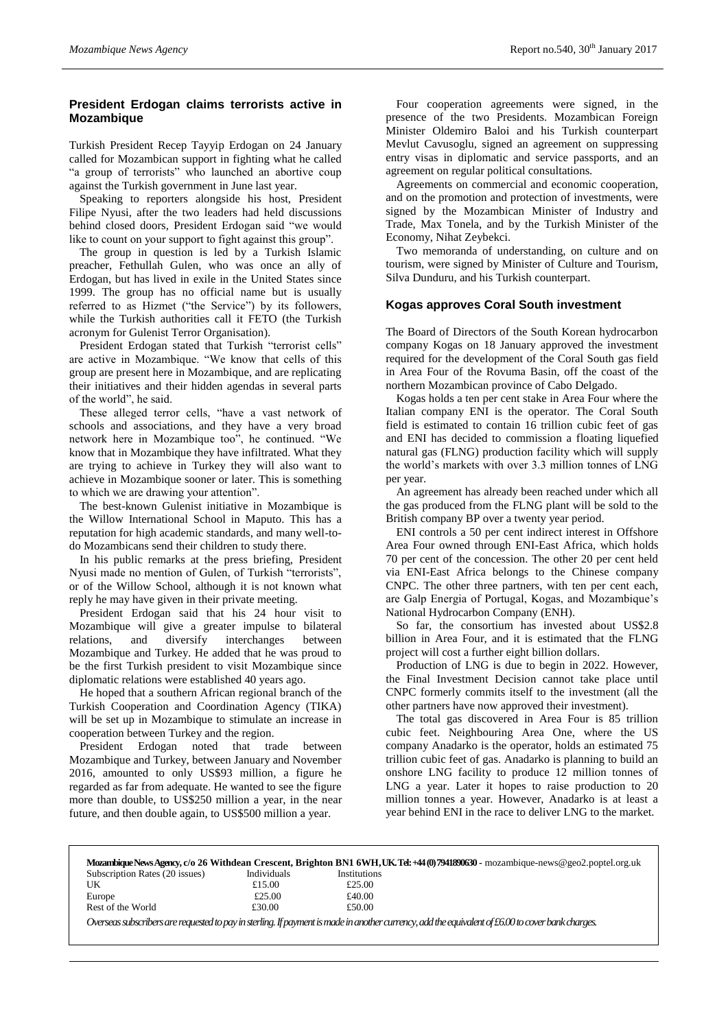## President Erdogan claims terrorists active in Mozambique

Turkish President Recep Tayyip Erdogan on 24 January called for Mozambican support in fighting what he called "a group of terrorists" who launched an abortive coup against the Turkish government in June last year.

Speaking to reporters alongside his host, President Filipe Nyusi, after the two leaders had held discussions behind closed doors, President Erdogan said "we would like to count on your support to fight against this group".

The group in question is led by a Turkish Islamic preacher, Fethullah Gulen, who was once an ally of Erdogan, but has lived in exile in the United States since 1999. The group has no official name but is usually referred to as Hizmet ("the Service") by its followers, while the Turkish authorities call it FETO (the Turkish acronym for Gulenist Terror Organisation).

President Erdogan stated that Turkish "terrorist cells" are active in Mozambique. "We know that cells of this group are present here in Mozambique, and are replicating their initiatives and their hidden agendas in several parts of the world", he said.

These alleged terror cells, "have a vast network of schools and associations, and they have a very broad network here in Mozambique too", he continued. "We know that in Mozambique they have infiltrated. What they are trying to achieve in Turkey they will also want to achieve in Mozambique sooner or later. This is something to which we are drawing your attention".

The best-known Gulenist initiative in Mozambique is the Willow International School in Maputo. This has a reputation for high academic standards, and many well-to-do Mozambicans send their children to study there.

In his public remarks at the press briefing, President Nyusi made no mention of Gulen, of Turkish "terrorists", or of the Willow School, although it is not known what reply he may have given in their private meeting.

President Erdogan said that his 24 hour visit to Mozambique will give a greater impulse to bilateral relations, and diversify interchanges between Mozambique and Turkey. He added that he was proud to be the first Turkish president to visit Mozambique since diplomatic relations were established 40 years ago.

He hoped that a southern African regional branch of the Turkish Cooperation and Coordination Agency (TIKA) will be set up in Mozambique to stimulate an increase in cooperation between Turkey and the region.

President Erdogan noted that trade between Mozambique and Turkey, between January and November 2016, amounted to only US$93 million, a figure he regarded as far from adequate. He wanted to see the figure more than double, to US$250 million a year, in the near future, and then double again, to US$500 million a year.

Four cooperation agreements were signed, in the presence of the two Presidents. Mozambican Foreign Minister Oldemiro Baloi and his Turkish counterpart Mevlut Cavusoglu, signed an agreement on suppressing entry visas in diplomatic and service passports, and an agreement on regular political consultations.

Agreements on commercial and economic cooperation, and on the promotion and protection of investments, were signed by the Mozambican Minister of Industry and Trade, Max Tonela, and by the Turkish Minister of the Economy, Nihat Zeybekci.

Two memoranda of understanding, on culture and on tourism, were signed by Minister of Culture and Tourism, Silva Dunduru, and his Turkish counterpart.

## Kogas approves Coral South investment

The Board of Directors of the South Korean hydrocarbon company Kogas on 18 January approved the investment required for the development of the Coral South gas field in Area Four of the Rovuma Basin, off the coast of the northern Mozambican province of Cabo Delgado.

Kogas holds a ten per cent stake in Area Four where the Italian company ENI is the operator. The Coral South field is estimated to contain 16 trillion cubic feet of gas and ENI has decided to commission a floating liquefied natural gas (FLNG) production facility which will supply the world's markets with over 3.3 million tonnes of LNG per year.

An agreement has already been reached under which all the gas produced from the FLNG plant will be sold to the British company BP over a twenty year period.

ENI controls a 50 per cent indirect interest in Offshore Area Four owned through ENI-East Africa, which holds 70 per cent of the concession. The other 20 per cent held via ENI-East Africa belongs to the Chinese company CNPC. The other three partners, with ten per cent each, are Galp Energia of Portugal, Kogas, and Mozambique's National Hydrocarbon Company (ENH).

So far, the consortium has invested about US$2.8 billion in Area Four, and it is estimated that the FLNG project will cost a further eight billion dollars.

Production of LNG is due to begin in 2022. However, the Final Investment Decision cannot take place until CNPC formerly commits itself to the investment (all the other partners have now approved their investment).

The total gas discovered in Area Four is 85 trillion cubic feet. Neighbouring Area One, where the US company Anadarko is the operator, holds an estimated 75 trillion cubic feet of gas. Anadarko is planning to build an onshore LNG facility to produce 12 million tonnes of LNG a year. Later it hopes to raise production to 20 million tonnes a year. However, Anadarko is at least a year behind ENI in the race to deliver LNG to the market.

**Mozambique News Agency, c/o 26 Withdean Crescent, Brighton BN1 6WH, UK. Tel: +44 (0) 7941890630** - mozambique-news@geo2.poptel.org.uk

| Subscription Rates (20 issues) | Individuals | Institutions |
|---|---|---|
| UK | £15.00 | £25.00 |
| Europe | £25.00 | £40.00 |
| Rest of the World | £30.00 | £50.00 |

*Overseas subscribers are requested to pay in sterling. If payment is made in another currency, add the equivalent of £6.00 to cover bank charges.*